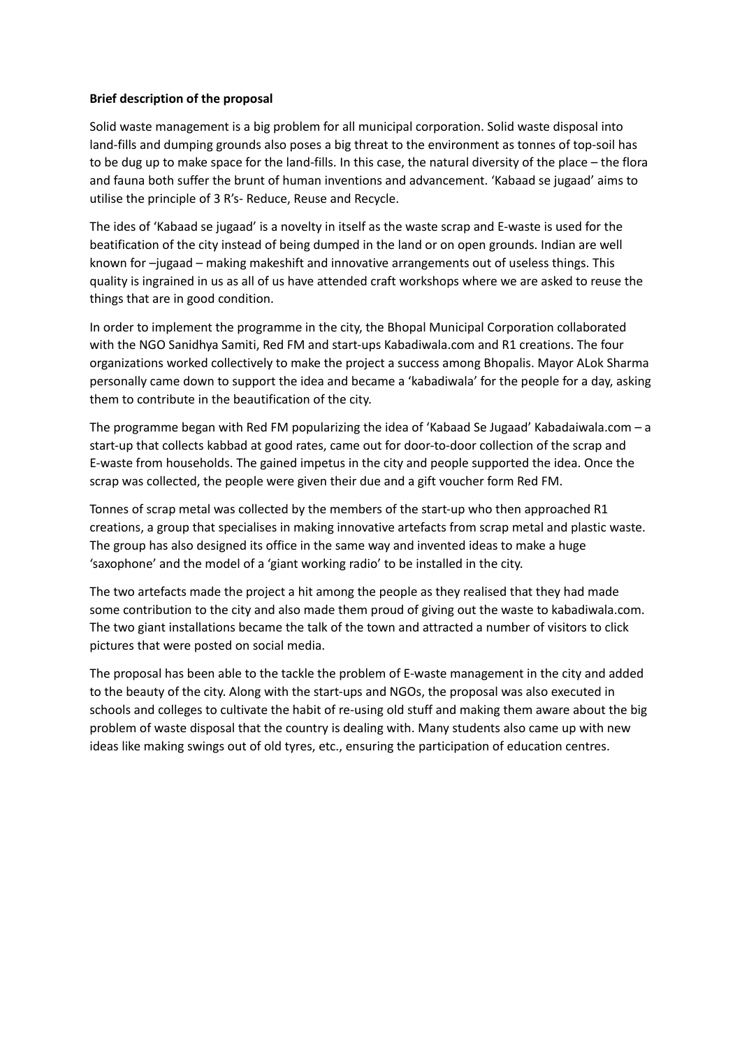**Brief description of the proposal**

Solid waste management is a big problem for all municipal corporation. Solid waste disposal into land-fills and dumping grounds also poses a big threat to the environment as tonnes of top-soil has to be dug up to make space for the land-fills. In this case, the natural diversity of the place – the flora and fauna both suffer the brunt of human inventions and advancement. 'Kabaad se jugaad' aims to utilise the principle of 3 R's- Reduce, Reuse and Recycle.

The ides of 'Kabaad se jugaad' is a novelty in itself as the waste scrap and E-waste is used for the beatification of the city instead of being dumped in the land or on open grounds. Indian are well known for –jugaad – making makeshift and innovative arrangements out of useless things. This quality is ingrained in us as all of us have attended craft workshops where we are asked to reuse the things that are in good condition.

In order to implement the programme in the city, the Bhopal Municipal Corporation collaborated with the NGO Sanidhya Samiti, Red FM and start-ups Kabadiwala.com and R1 creations. The four organizations worked collectively to make the project a success among Bhopalis. Mayor ALok Sharma personally came down to support the idea and became a 'kabadiwala' for the people for a day, asking them to contribute in the beautification of the city.

The programme began with Red FM popularizing the idea of 'Kabaad Se Jugaad' Kabadaiwala.com – a start-up that collects kabbad at good rates, came out for door-to-door collection of the scrap and E-waste from households. The gained impetus in the city and people supported the idea. Once the scrap was collected, the people were given their due and a gift voucher form Red FM.

Tonnes of scrap metal was collected by the members of the start-up who then approached R1 creations, a group that specialises in making innovative artefacts from scrap metal and plastic waste. The group has also designed its office in the same way and invented ideas to make a huge 'saxophone' and the model of a 'giant working radio' to be installed in the city.

The two artefacts made the project a hit among the people as they realised that they had made some contribution to the city and also made them proud of giving out the waste to kabadiwala.com. The two giant installations became the talk of the town and attracted a number of visitors to click pictures that were posted on social media.

The proposal has been able to the tackle the problem of E-waste management in the city and added to the beauty of the city. Along with the start-ups and NGOs, the proposal was also executed in schools and colleges to cultivate the habit of re-using old stuff and making them aware about the big problem of waste disposal that the country is dealing with. Many students also came up with new ideas like making swings out of old tyres, etc., ensuring the participation of education centres.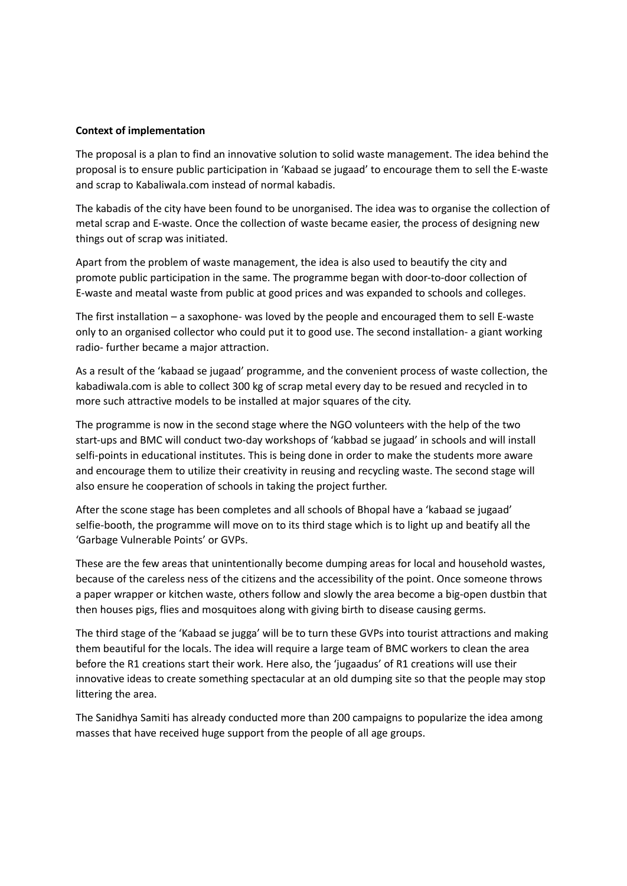**Context of implementation**

The proposal is a plan to find an innovative solution to solid waste management. The idea behind the proposal is to ensure public participation in 'Kabaad se jugaad' to encourage them to sell the E-waste and scrap to Kabaliwala.com instead of normal kabadis.

The kabadis of the city have been found to be unorganised. The idea was to organise the collection of metal scrap and E-waste. Once the collection of waste became easier, the process of designing new things out of scrap was initiated.

Apart from the problem of waste management, the idea is also used to beautify the city and promote public participation in the same. The programme began with door-to-door collection of E-waste and meatal waste from public at good prices and was expanded to schools and colleges.

The first installation – a saxophone- was loved by the people and encouraged them to sell E-waste only to an organised collector who could put it to good use. The second installation- a giant working radio- further became a major attraction.

As a result of the 'kabaad se jugaad' programme, and the convenient process of waste collection, the kabadiwala.com is able to collect 300 kg of scrap metal every day to be resued and recycled in to more such attractive models to be installed at major squares of the city.

The programme is now in the second stage where the NGO volunteers with the help of the two start-ups and BMC will conduct two-day workshops of 'kabbad se jugaad' in schools and will install selfi-points in educational institutes. This is being done in order to make the students more aware and encourage them to utilize their creativity in reusing and recycling waste. The second stage will also ensure he cooperation of schools in taking the project further.

After the scone stage has been completes and all schools of Bhopal have a 'kabaad se jugaad' selfie-booth, the programme will move on to its third stage which is to light up and beatify all the 'Garbage Vulnerable Points' or GVPs.

These are the few areas that unintentionally become dumping areas for local and household wastes, because of the careless ness of the citizens and the accessibility of the point. Once someone throws a paper wrapper or kitchen waste, others follow and slowly the area become a big-open dustbin that then houses pigs, flies and mosquitoes along with giving birth to disease causing germs.

The third stage of the 'Kabaad se jugga' will be to turn these GVPs into tourist attractions and making them beautiful for the locals. The idea will require a large team of BMC workers to clean the area before the R1 creations start their work. Here also, the 'jugaadus' of R1 creations will use their innovative ideas to create something spectacular at an old dumping site so that the people may stop littering the area.

The Sanidhya Samiti has already conducted more than 200 campaigns to popularize the idea among masses that have received huge support from the people of all age groups.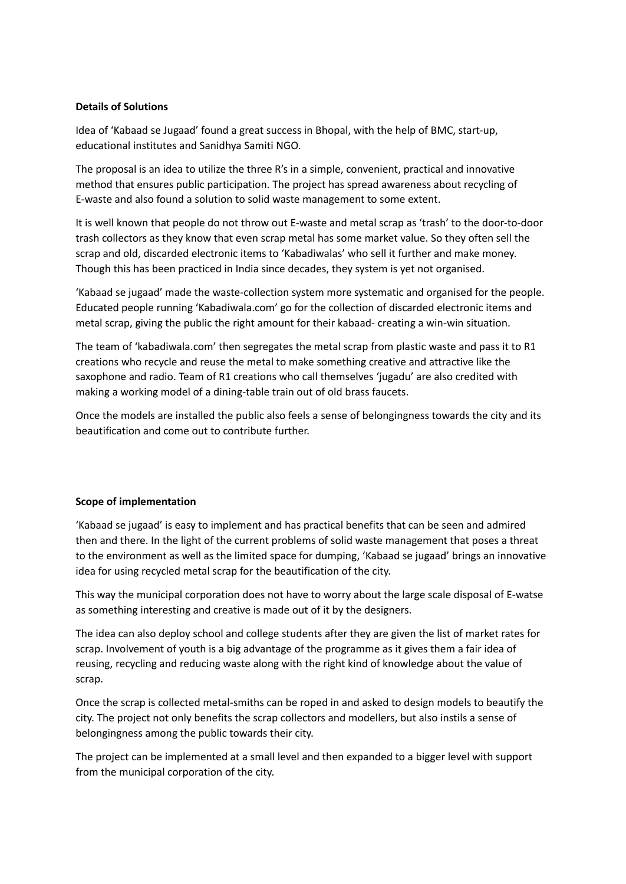**Details of Solutions**

Idea of 'Kabaad se Jugaad' found a great success in Bhopal, with the help of BMC, start-up, educational institutes and Sanidhya Samiti NGO.

The proposal is an idea to utilize the three R's in a simple, convenient, practical and innovative method that ensures public participation. The project has spread awareness about recycling of E-waste and also found a solution to solid waste management to some extent.

It is well known that people do not throw out E-waste and metal scrap as 'trash' to the door-to-door trash collectors as they know that even scrap metal has some market value. So they often sell the scrap and old, discarded electronic items to 'Kabadiwalas' who sell it further and make money. Though this has been practiced in India since decades, they system is yet not organised.

'Kabaad se jugaad' made the waste-collection system more systematic and organised for the people. Educated people running 'Kabadiwala.com' go for the collection of discarded electronic items and metal scrap, giving the public the right amount for their kabaad- creating a win-win situation.

The team of 'kabadiwala.com' then segregates the metal scrap from plastic waste and pass it to R1 creations who recycle and reuse the metal to make something creative and attractive like the saxophone and radio. Team of R1 creations who call themselves 'jugadu' are also credited with making a working model of a dining-table train out of old brass faucets.

Once the models are installed the public also feels a sense of belongingness towards the city and its beautification and come out to contribute further.

**Scope of implementation**

'Kabaad se jugaad' is easy to implement and has practical benefits that can be seen and admired then and there. In the light of the current problems of solid waste management that poses a threat to the environment as well as the limited space for dumping, 'Kabaad se jugaad' brings an innovative idea for using recycled metal scrap for the beautification of the city.

This way the municipal corporation does not have to worry about the large scale disposal of E-watse as something interesting and creative is made out of it by the designers.

The idea can also deploy school and college students after they are given the list of market rates for scrap. Involvement of youth is a big advantage of the programme as it gives them a fair idea of reusing, recycling and reducing waste along with the right kind of knowledge about the value of scrap.

Once the scrap is collected metal-smiths can be roped in and asked to design models to beautify the city. The project not only benefits the scrap collectors and modellers, but also instils a sense of belongingness among the public towards their city.

The project can be implemented at a small level and then expanded to a bigger level with support from the municipal corporation of the city.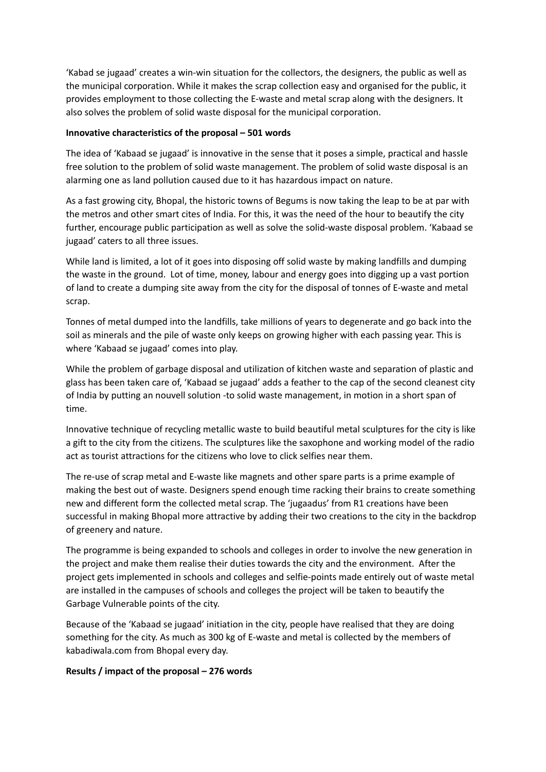'Kabad se jugaad' creates a win-win situation for the collectors, the designers, the public as well as the municipal corporation. While it makes the scrap collection easy and organised for the public, it provides employment to those collecting the E-waste and metal scrap along with the designers. It also solves the problem of solid waste disposal for the municipal corporation.

**Innovative characteristics of the proposal – 501 words**

The idea of 'Kabaad se jugaad' is innovative in the sense that it poses a simple, practical and hassle free solution to the problem of solid waste management. The problem of solid waste disposal is an alarming one as land pollution caused due to it has hazardous impact on nature.

As a fast growing city, Bhopal, the historic towns of Begums is now taking the leap to be at par with the metros and other smart cites of India. For this, it was the need of the hour to beautify the city further, encourage public participation as well as solve the solid-waste disposal problem. 'Kabaad se jugaad' caters to all three issues.

While land is limited, a lot of it goes into disposing off solid waste by making landfills and dumping the waste in the ground. Lot of time, money, labour and energy goes into digging up a vast portion of land to create a dumping site away from the city for the disposal of tonnes of E-waste and metal scrap.

Tonnes of metal dumped into the landfills, take millions of years to degenerate and go back into the soil as minerals and the pile of waste only keeps on growing higher with each passing year. This is where 'Kabaad se jugaad' comes into play.

While the problem of garbage disposal and utilization of kitchen waste and separation of plastic and glass has been taken care of, 'Kabaad se jugaad' adds a feather to the cap of the second cleanest city of India by putting an nouvell solution -to solid waste management, in motion in a short span of time.

Innovative technique of recycling metallic waste to build beautiful metal sculptures for the city is like a gift to the city from the citizens. The sculptures like the saxophone and working model of the radio act as tourist attractions for the citizens who love to click selfies near them.

The re-use of scrap metal and E-waste like magnets and other spare parts is a prime example of making the best out of waste. Designers spend enough time racking their brains to create something new and different form the collected metal scrap. The 'jugaadus' from R1 creations have been successful in making Bhopal more attractive by adding their two creations to the city in the backdrop of greenery and nature.

The programme is being expanded to schools and colleges in order to involve the new generation in the project and make them realise their duties towards the city and the environment. After the project gets implemented in schools and colleges and selfie-points made entirely out of waste metal are installed in the campuses of schools and colleges the project will be taken to beautify the Garbage Vulnerable points of the city.

Because of the 'Kabaad se jugaad' initiation in the city, people have realised that they are doing something for the city. As much as 300 kg of E-waste and metal is collected by the members of kabadiwala.com from Bhopal every day.

**Results / impact of the proposal – 276 words**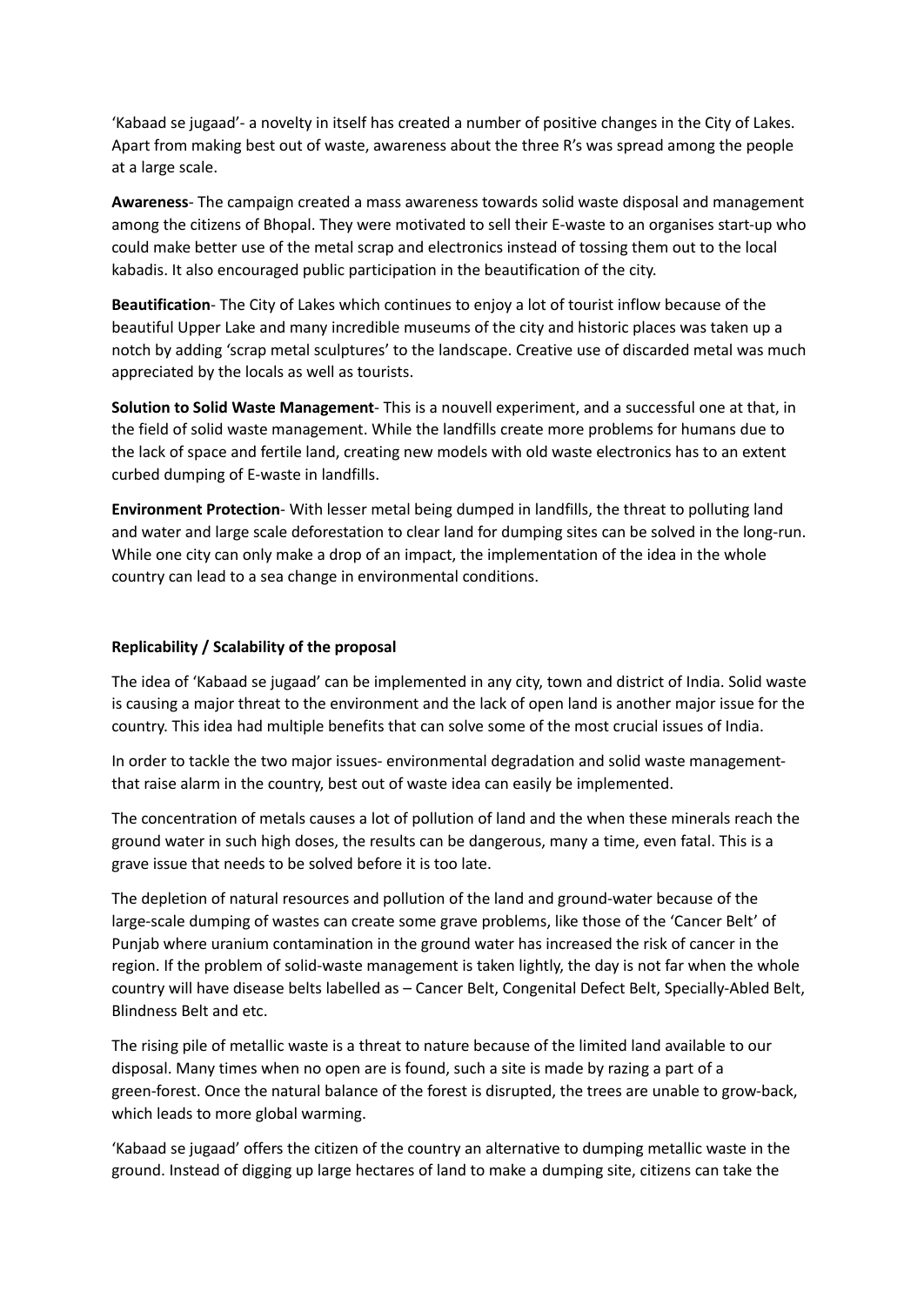'Kabaad se jugaad'- a novelty in itself has created a number of positive changes in the City of Lakes. Apart from making best out of waste, awareness about the three R's was spread among the people at a large scale.

**Awareness**- The campaign created a mass awareness towards solid waste disposal and management among the citizens of Bhopal. They were motivated to sell their E-waste to an organises start-up who could make better use of the metal scrap and electronics instead of tossing them out to the local kabadis. It also encouraged public participation in the beautification of the city.

**Beautification**- The City of Lakes which continues to enjoy a lot of tourist inflow because of the beautiful Upper Lake and many incredible museums of the city and historic places was taken up a notch by adding 'scrap metal sculptures' to the landscape. Creative use of discarded metal was much appreciated by the locals as well as tourists.

**Solution to Solid Waste Management**- This is a nouvell experiment, and a successful one at that, in the field of solid waste management. While the landfills create more problems for humans due to the lack of space and fertile land, creating new models with old waste electronics has to an extent curbed dumping of E-waste in landfills.

**Environment Protection**- With lesser metal being dumped in landfills, the threat to polluting land and water and large scale deforestation to clear land for dumping sites can be solved in the long-run. While one city can only make a drop of an impact, the implementation of the idea in the whole country can lead to a sea change in environmental conditions.

**Replicability / Scalability of the proposal**

The idea of 'Kabaad se jugaad' can be implemented in any city, town and district of India. Solid waste is causing a major threat to the environment and the lack of open land is another major issue for the country. This idea had multiple benefits that can solve some of the most crucial issues of India.

In order to tackle the two major issues- environmental degradation and solid waste management- that raise alarm in the country, best out of waste idea can easily be implemented.

The concentration of metals causes a lot of pollution of land and the when these minerals reach the ground water in such high doses, the results can be dangerous, many a time, even fatal. This is a grave issue that needs to be solved before it is too late.

The depletion of natural resources and pollution of the land and ground-water because of the large-scale dumping of wastes can create some grave problems, like those of the 'Cancer Belt' of Punjab where uranium contamination in the ground water has increased the risk of cancer in the region. If the problem of solid-waste management is taken lightly, the day is not far when the whole country will have disease belts labelled as – Cancer Belt, Congenital Defect Belt, Specially-Abled Belt, Blindness Belt and etc.

The rising pile of metallic waste is a threat to nature because of the limited land available to our disposal. Many times when no open are is found, such a site is made by razing a part of a green-forest. Once the natural balance of the forest is disrupted, the trees are unable to grow-back, which leads to more global warming.

'Kabaad se jugaad' offers the citizen of the country an alternative to dumping metallic waste in the ground. Instead of digging up large hectares of land to make a dumping site, citizens can take the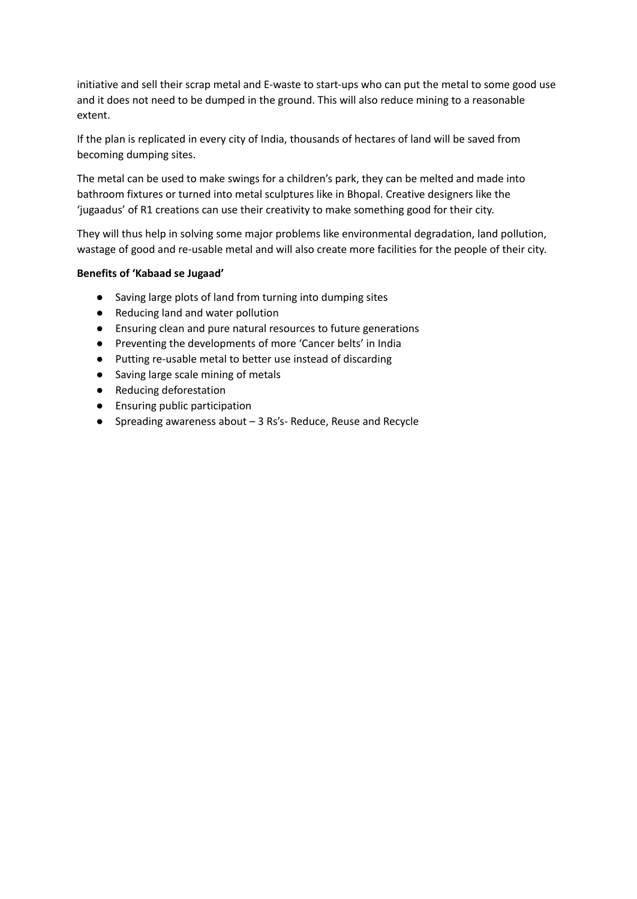initiative and sell their scrap metal and E-waste to start-ups who can put the metal to some good use and it does not need to be dumped in the ground. This will also reduce mining to a reasonable extent.

If the plan is replicated in every city of India, thousands of hectares of land will be saved from becoming dumping sites.

The metal can be used to make swings for a children's park, they can be melted and made into bathroom fixtures or turned into metal sculptures like in Bhopal. Creative designers like the 'jugaadus' of R1 creations can use their creativity to make something good for their city.

They will thus help in solving some major problems like environmental degradation, land pollution, wastage of good and re-usable metal and will also create more facilities for the people of their city.

**Benefits of 'Kabaad se Jugaad'**

- Saving large plots of land from turning into dumping sites
- Reducing land and water pollution
- Ensuring clean and pure natural resources to future generations
- Preventing the developments of more 'Cancer belts' in India
- Putting re-usable metal to better use instead of discarding
- Saving large scale mining of metals
- Reducing deforestation
- Ensuring public participation
- Spreading awareness about – 3 Rs's- Reduce, Reuse and Recycle